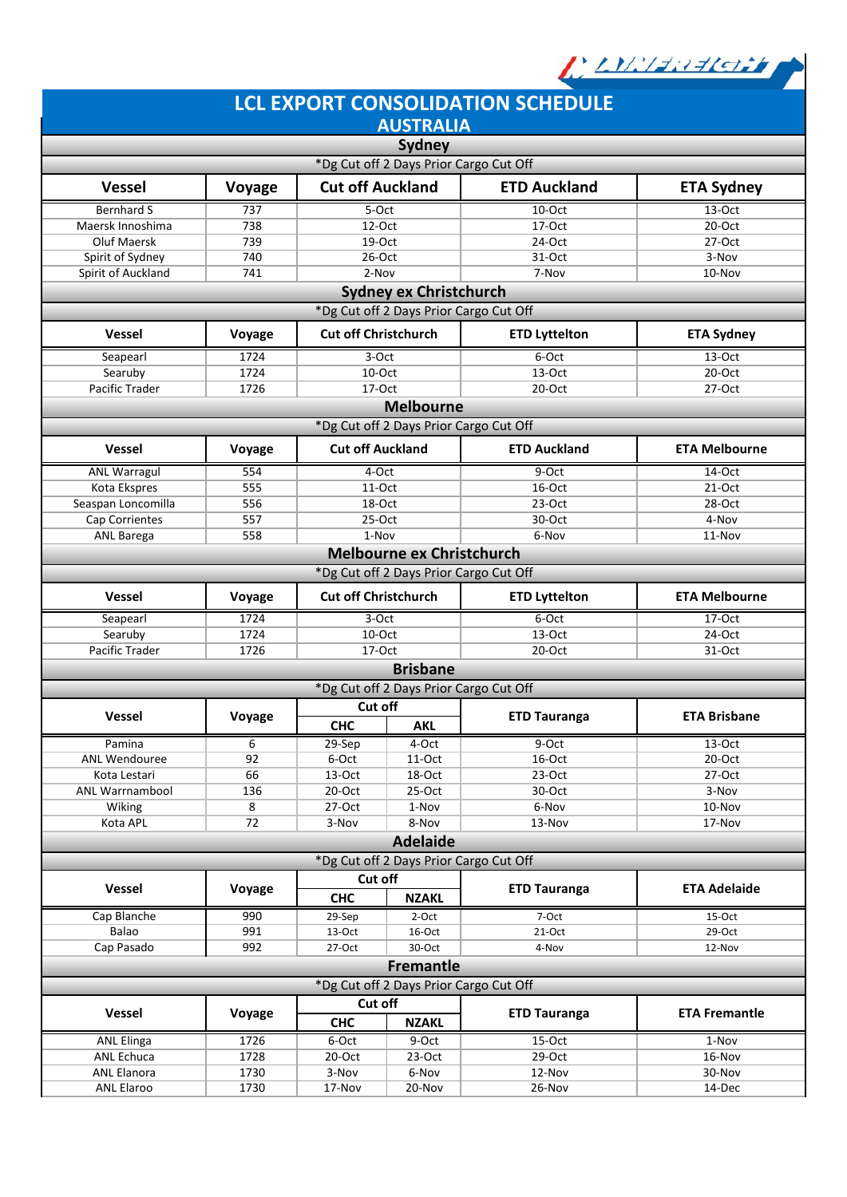# LCL EXPORT CONSOLIDATION SCHEDULE

## AUSTRALIA

### Sydney

*Dg Cut off 2 Days Prior Cargo Cut Off

| Vessel | Voyage | Cut off Auckland | ETD Auckland | ETA Sydney |
|---|---|---|---|---|
| Bernhard S | 737 | 5-Oct | 10-Oct | 13-Oct |
| Maersk Innoshima | 738 | 12-Oct | 17-Oct | 20-Oct |
| Oluf Maersk | 739 | 19-Oct | 24-Oct | 27-Oct |
| Spirit of Sydney | 740 | 26-Oct | 31-Oct | 3-Nov |
| Spirit of Auckland | 741 | 2-Nov | 7-Nov | 10-Nov |

### Sydney ex Christchurch

*Dg Cut off 2 Days Prior Cargo Cut Off

| Vessel | Voyage | Cut off Christchurch | ETD Lyttelton | ETA Sydney |
|---|---|---|---|---|
| Seapearl | 1724 | 3-Oct | 6-Oct | 13-Oct |
| Searuby | 1724 | 10-Oct | 13-Oct | 20-Oct |
| Pacific Trader | 1726 | 17-Oct | 20-Oct | 27-Oct |

### Melbourne

*Dg Cut off 2 Days Prior Cargo Cut Off

| Vessel | Voyage | Cut off Auckland | ETD Auckland | ETA Melbourne |
|---|---|---|---|---|
| ANL Warragul | 554 | 4-Oct | 9-Oct | 14-Oct |
| Kota Ekspres | 555 | 11-Oct | 16-Oct | 21-Oct |
| Seaspan Loncomilla | 556 | 18-Oct | 23-Oct | 28-Oct |
| Cap Corrientes | 557 | 25-Oct | 30-Oct | 4-Nov |
| ANL Barega | 558 | 1-Nov | 6-Nov | 11-Nov |

### Melbourne ex Christchurch

*Dg Cut off 2 Days Prior Cargo Cut Off

| Vessel | Voyage | Cut off Christchurch | ETD Lyttelton | ETA Melbourne |
|---|---|---|---|---|
| Seapearl | 1724 | 3-Oct | 6-Oct | 17-Oct |
| Searuby | 1724 | 10-Oct | 13-Oct | 24-Oct |
| Pacific Trader | 1726 | 17-Oct | 20-Oct | 31-Oct |

### Brisbane

*Dg Cut off 2 Days Prior Cargo Cut Off

| Vessel | Voyage | Cut off | | ETD Tauranga | ETA Brisbane |
|---|---|---|---|---|---|
| | | CHC | AKL | | |
| Pamina | 6 | 29-Sep | 4-Oct | 9-Oct | 13-Oct |
| ANL Wendouree | 92 | 6-Oct | 11-Oct | 16-Oct | 20-Oct |
| Kota Lestari | 66 | 13-Oct | 18-Oct | 23-Oct | 27-Oct |
| ANL Warrnambool | 136 | 20-Oct | 25-Oct | 30-Oct | 3-Nov |
| Wiking | 8 | 27-Oct | 1-Nov | 6-Nov | 10-Nov |
| Kota APL | 72 | 3-Nov | 8-Nov | 13-Nov | 17-Nov |

### Adelaide

*Dg Cut off 2 Days Prior Cargo Cut Off

| Vessel | Voyage | Cut off | | ETD Tauranga | ETA Adelaide |
|---|---|---|---|---|---|
| | | CHC | NZAKL | | |
| Cap Blanche | 990 | 29-Sep | 2-Oct | 7-Oct | 15-Oct |
| Balao | 991 | 13-Oct | 16-Oct | 21-Oct | 29-Oct |
| Cap Pasado | 992 | 27-Oct | 30-Oct | 4-Nov | 12-Nov |

### Fremantle

*Dg Cut off 2 Days Prior Cargo Cut Off

| Vessel | Voyage | Cut off | | ETD Tauranga | ETA Fremantle |
|---|---|---|---|---|---|
| | | CHC | NZAKL | | |
| ANL Elinga | 1726 | 6-Oct | 9-Oct | 15-Oct | 1-Nov |
| ANL Echuca | 1728 | 20-Oct | 23-Oct | 29-Oct | 16-Nov |
| ANL Elanora | 1730 | 3-Nov | 6-Nov | 12-Nov | 30-Nov |
| ANL Elaroo | 1730 | 17-Nov | 20-Nov | 26-Nov | 14-Dec |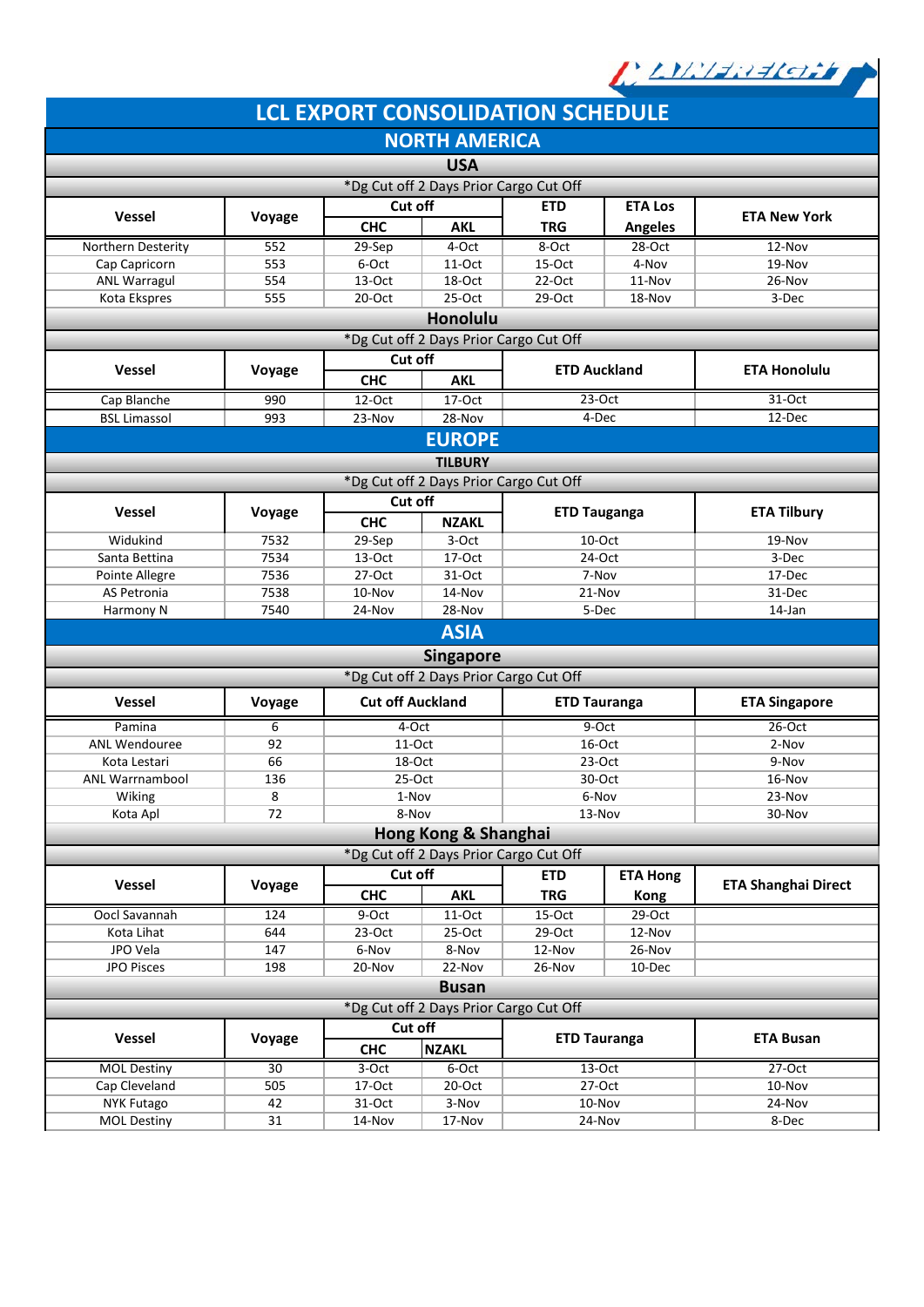# LCL EXPORT CONSOLIDATION SCHEDULE

## NORTH AMERICA

### USA

*Dg Cut off 2 Days Prior Cargo Cut Off

| Vessel | Voyage | Cut off | | ETD | ETA Los | ETA New York |
|---|---|---|---|---|---|---|
| | | CHC | AKL | TRG | Angeles | |
| Northern Desterity | 552 | 29-Sep | 4-Oct | 8-Oct | 28-Oct | 12-Nov |
| Cap Capricorn | 553 | 6-Oct | 11-Oct | 15-Oct | 4-Nov | 19-Nov |
| ANL Warragul | 554 | 13-Oct | 18-Oct | 22-Oct | 11-Nov | 26-Nov |
| Kota Ekspres | 555 | 20-Oct | 25-Oct | 29-Oct | 18-Nov | 3-Dec |

### Honolulu

*Dg Cut off 2 Days Prior Cargo Cut Off

| Vessel | Voyage | Cut off | | ETD Auckland | ETA Honolulu |
|---|---|---|---|---|---|
| | | CHC | AKL | | |
| Cap Blanche | 990 | 12-Oct | 17-Oct | 23-Oct | 31-Oct |
| BSL Limassol | 993 | 23-Nov | 28-Nov | 4-Dec | 12-Dec |

## EUROPE

### TILBURY

*Dg Cut off 2 Days Prior Cargo Cut Off

| Vessel | Voyage | Cut off | | ETD Tauganga | ETA Tilbury |
|---|---|---|---|---|---|
| | | CHC | NZAKL | | |
| Widukind | 7532 | 29-Sep | 3-Oct | 10-Oct | 19-Nov |
| Santa Bettina | 7534 | 13-Oct | 17-Oct | 24-Oct | 3-Dec |
| Pointe Allegre | 7536 | 27-Oct | 31-Oct | 7-Nov | 17-Dec |
| AS Petronia | 7538 | 10-Nov | 14-Nov | 21-Nov | 31-Dec |
| Harmony N | 7540 | 24-Nov | 28-Nov | 5-Dec | 14-Jan |

## ASIA

### Singapore

*Dg Cut off 2 Days Prior Cargo Cut Off

| Vessel | Voyage | Cut off Auckland | ETD Tauranga | ETA Singapore |
|---|---|---|---|---|
| Pamina | 6 | 4-Oct | 9-Oct | 26-Oct |
| ANL Wendouree | 92 | 11-Oct | 16-Oct | 2-Nov |
| Kota Lestari | 66 | 18-Oct | 23-Oct | 9-Nov |
| ANL Warrnambool | 136 | 25-Oct | 30-Oct | 16-Nov |
| Wiking | 8 | 1-Nov | 6-Nov | 23-Nov |
| Kota Apl | 72 | 8-Nov | 13-Nov | 30-Nov |

### Hong Kong & Shanghai

*Dg Cut off 2 Days Prior Cargo Cut Off

| Vessel | Voyage | Cut off | | ETD | ETA Hong | ETA Shanghai Direct |
|---|---|---|---|---|---|---|
| | | CHC | AKL | TRG | Kong | |
| Oocl Savannah | 124 | 9-Oct | 11-Oct | 15-Oct | 29-Oct | |
| Kota Lihat | 644 | 23-Oct | 25-Oct | 29-Oct | 12-Nov | |
| JPO Vela | 147 | 6-Nov | 8-Nov | 12-Nov | 26-Nov | |
| JPO Pisces | 198 | 20-Nov | 22-Nov | 26-Nov | 10-Dec | |

### Busan

*Dg Cut off 2 Days Prior Cargo Cut Off

| Vessel | Voyage | Cut off | | ETD Tauranga | ETA Busan |
|---|---|---|---|---|---|
| | | CHC | NZAKL | | |
| MOL Destiny | 30 | 3-Oct | 6-Oct | 13-Oct | 27-Oct |
| Cap Cleveland | 505 | 17-Oct | 20-Oct | 27-Oct | 10-Nov |
| NYK Futago | 42 | 31-Oct | 3-Nov | 10-Nov | 24-Nov |
| MOL Destiny | 31 | 14-Nov | 17-Nov | 24-Nov | 8-Dec |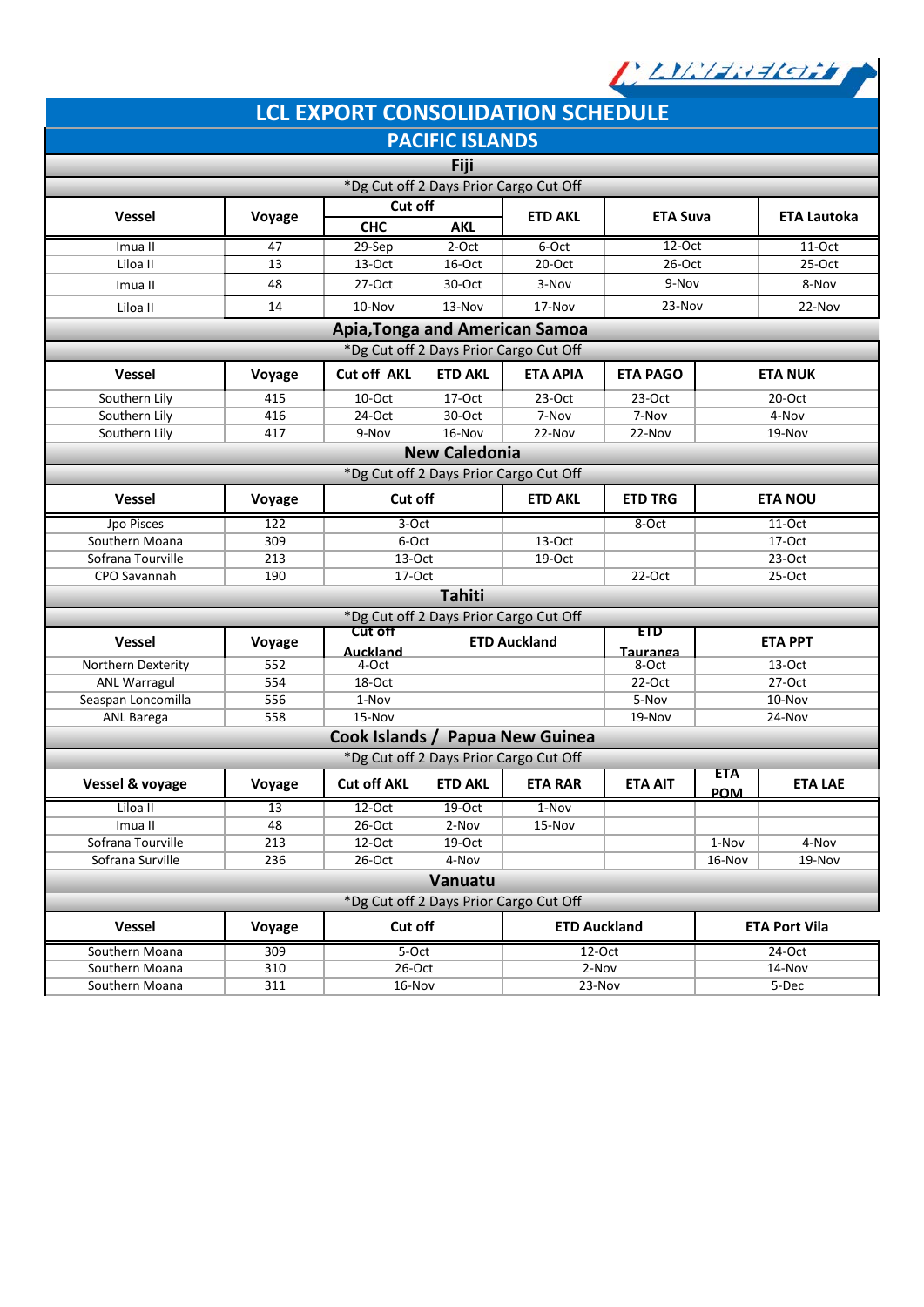# LCL EXPORT CONSOLIDATION SCHEDULE

## PACIFIC ISLANDS

### Fiji

*Dg Cut off 2 Days Prior Cargo Cut Off

| Vessel | Voyage | Cut off | | ETD AKL | ETA Suva | ETA Lautoka |
|---|---|---|---|---|---|---|
| | | CHC | AKL | | | |
| Imua II | 47 | 29-Sep | 2-Oct | 6-Oct | 12-Oct | 11-Oct |
| Liloa II | 13 | 13-Oct | 16-Oct | 20-Oct | 26-Oct | 25-Oct |
| Imua II | 48 | 27-Oct | 30-Oct | 3-Nov | 9-Nov | 8-Nov |
| Liloa II | 14 | 10-Nov | 13-Nov | 17-Nov | 23-Nov | 22-Nov |

### Apia,Tonga and American Samoa

*Dg Cut off 2 Days Prior Cargo Cut Off

| Vessel | Voyage | Cut off AKL | ETD AKL | ETA APIA | ETA PAGO | ETA NUK |
|---|---|---|---|---|---|---|
| Southern Lily | 415 | 10-Oct | 17-Oct | 23-Oct | 23-Oct | 20-Oct |
| Southern Lily | 416 | 24-Oct | 30-Oct | 7-Nov | 7-Nov | 4-Nov |
| Southern Lily | 417 | 9-Nov | 16-Nov | 22-Nov | 22-Nov | 19-Nov |

### New Caledonia

*Dg Cut off 2 Days Prior Cargo Cut Off

| Vessel | Voyage | Cut off | ETD AKL | ETD TRG | ETA NOU |
|---|---|---|---|---|---|
| Jpo Pisces | 122 | 3-Oct | | 8-Oct | 11-Oct |
| Southern Moana | 309 | 6-Oct | 13-Oct | | 17-Oct |
| Sofrana Tourville | 213 | 13-Oct | 19-Oct | | 23-Oct |
| CPO Savannah | 190 | 17-Oct | | 22-Oct | 25-Oct |

### Tahiti

*Dg Cut off 2 Days Prior Cargo Cut Off

| Vessel | Voyage | Cut off Auckland | ETD Auckland | ETD Tauranga | ETA PPT |
|---|---|---|---|---|---|
| Northern Dexterity | 552 | 4-Oct | | 8-Oct | 13-Oct |
| ANL Warragul | 554 | 18-Oct | | 22-Oct | 27-Oct |
| Seaspan Loncomilla | 556 | 1-Nov | | 5-Nov | 10-Nov |
| ANL Barega | 558 | 15-Nov | | 19-Nov | 24-Nov |

### Cook Islands / Papua New Guinea

*Dg Cut off 2 Days Prior Cargo Cut Off

| Vessel & voyage | Voyage | Cut off AKL | ETD AKL | ETA RAR | ETA AIT | ETA POM | ETA LAE |
|---|---|---|---|---|---|---|---|
| Liloa II | 13 | 12-Oct | 19-Oct | 1-Nov | | | |
| Imua II | 48 | 26-Oct | 2-Nov | 15-Nov | | | |
| Sofrana Tourville | 213 | 12-Oct | 19-Oct | | | 1-Nov | 4-Nov |
| Sofrana Surville | 236 | 26-Oct | 4-Nov | | | 16-Nov | 19-Nov |

### Vanuatu

*Dg Cut off 2 Days Prior Cargo Cut Off

| Vessel | Voyage | Cut off | ETD Auckland | ETA Port Vila |
|---|---|---|---|---|
| Southern Moana | 309 | 5-Oct | 12-Oct | 24-Oct |
| Southern Moana | 310 | 26-Oct | 2-Nov | 14-Nov |
| Southern Moana | 311 | 16-Nov | 23-Nov | 5-Dec |